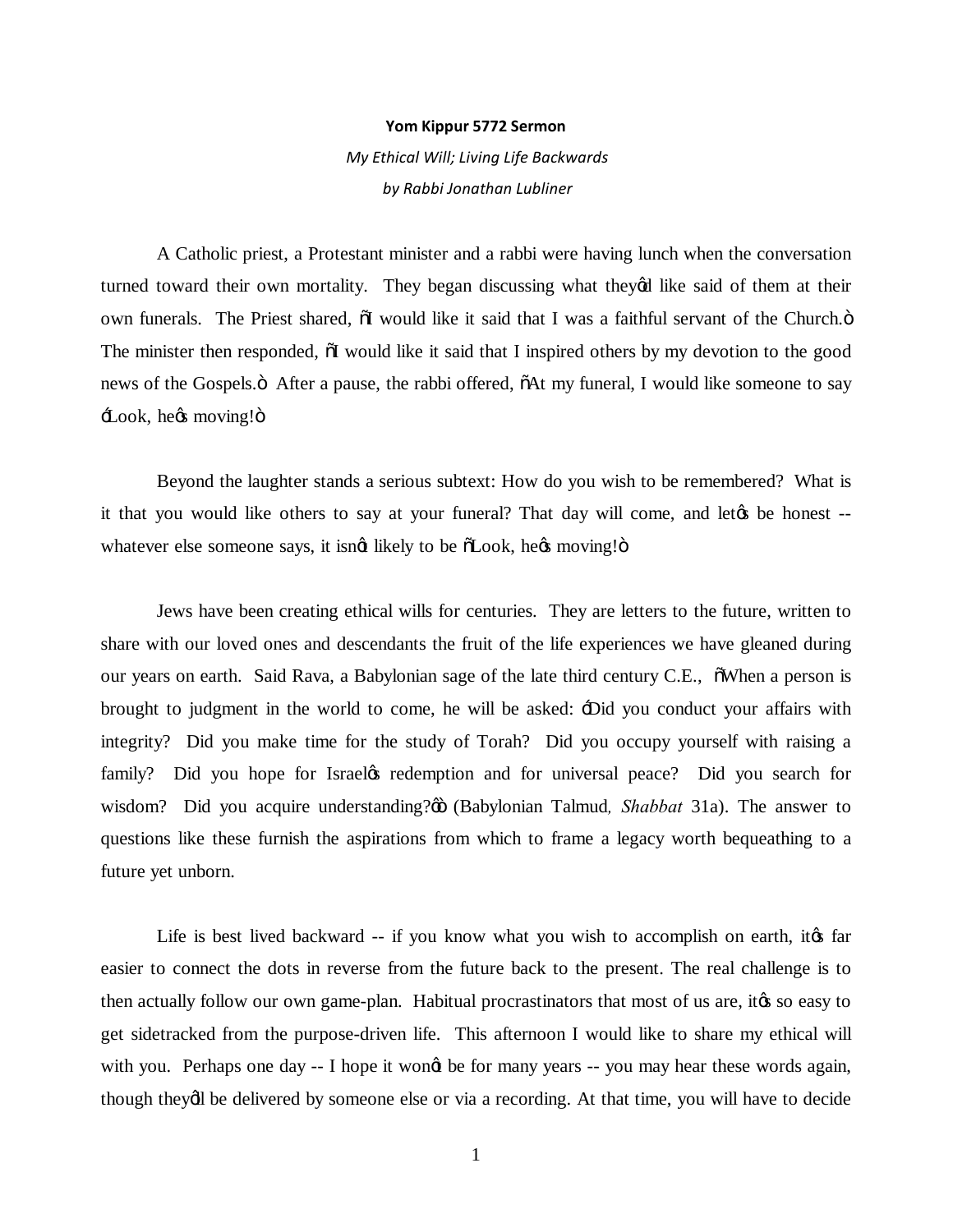**Yom Kippur 5772 Sermon**

*My Ethical Will; Living Life Backwards*

*by Rabbi Jonathan Lubliner*

A Catholic priest, a Protestant minister and a rabbi were having lunch when the conversation turned toward their own mortality. They began discussing what they'd like said of them at their own funerals. The Priest shared, "I would like it said that I was a faithful servant of the Church." The minister then responded, "I would like it said that I inspired others by my devotion to the good news of the Gospels." After a pause, the rabbi offered, "At my funeral, I would like someone to say 'Look, he's moving!"

Beyond the laughter stands a serious subtext: How do you wish to be remembered? What is it that you would like others to say at your funeral? That day will come, and let's be honest -- whatever else someone says, it isn't likely to be "Look, he's moving!"

Jews have been creating ethical wills for centuries. They are letters to the future, written to share with our loved ones and descendants the fruit of the life experiences we have gleaned during our years on earth. Said Rava, a Babylonian sage of the late third century C.E., "When a person is brought to judgment in the world to come, he will be asked: 'Did you conduct your affairs with integrity? Did you make time for the study of Torah? Did you occupy yourself with raising a family? Did you hope for Israel's redemption and for universal peace? Did you search for wisdom? Did you acquire understanding?'" (Babylonian Talmud*, Shabbat* 31a). The answer to questions like these furnish the aspirations from which to frame a legacy worth bequeathing to a future yet unborn.

Life is best lived backward -- if you know what you wish to accomplish on earth, it's far easier to connect the dots in reverse from the future back to the present. The real challenge is to then actually follow our own game-plan. Habitual procrastinators that most of us are, it's so easy to get sidetracked from the purpose-driven life. This afternoon I would like to share my ethical will with you. Perhaps one day -- I hope it won't be for many years -- you may hear these words again, though they'll be delivered by someone else or via a recording. At that time, you will have to decide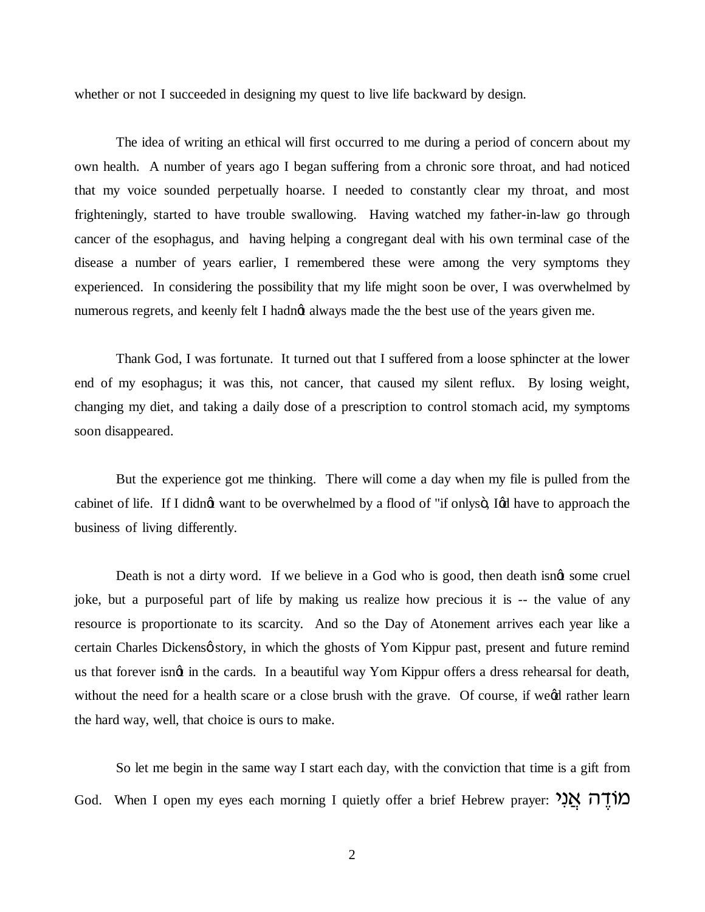whether or not I succeeded in designing my quest to live life backward by design.

The idea of writing an ethical will first occurred to me during a period of concern about my own health. A number of years ago I began suffering from a chronic sore throat, and had noticed that my voice sounded perpetually hoarse. I needed to constantly clear my throat, and most frighteningly, started to have trouble swallowing. Having watched my father-in-law go through cancer of the esophagus, and having helping a congregant deal with his own terminal case of the disease a number of years earlier, I remembered these were among the very symptoms they experienced. In considering the possibility that my life might soon be over, I was overwhelmed by numerous regrets, and keenly felt I hadn't always made the the best use of the years given me.

Thank God, I was fortunate. It turned out that I suffered from a loose sphincter at the lower end of my esophagus; it was this, not cancer, that caused my silent reflux. By losing weight, changing my diet, and taking a daily dose of a prescription to control stomach acid, my symptoms soon disappeared.

But the experience got me thinking. There will come a day when my file is pulled from the cabinet of life. If I didn't want to be overwhelmed by a flood of "if onlys", I'd have to approach the business of living differently.

Death is not a dirty word. If we believe in a God who is good, then death isn't some cruel joke, but a purposeful part of life by making us realize how precious it is -- the value of any resource is proportionate to its scarcity. And so the Day of Atonement arrives each year like a certain Charles Dickens' story, in which the ghosts of Yom Kippur past, present and future remind us that forever isn't in the cards. In a beautiful way Yom Kippur offers a dress rehearsal for death, without the need for a health scare or a close brush with the grave. Of course, if we'd rather learn the hard way, well, that choice is ours to make.

So let me begin in the same way I start each day, with the conviction that time is a gift from God. When I open my eyes each morning I quietly offer a brief Hebrew prayer: מוֹדֶה אֲנִי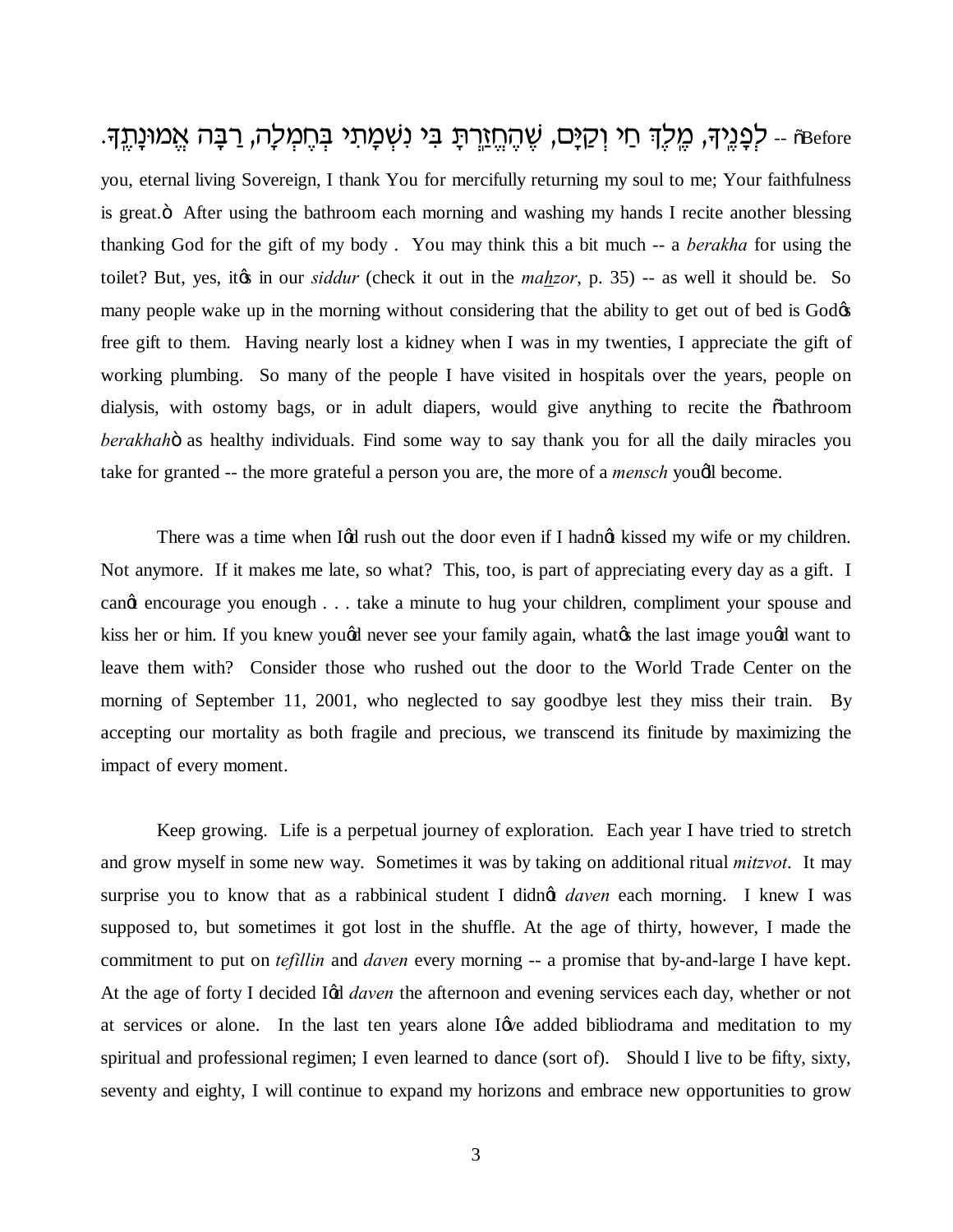לְפָנֶיךָ, מֶלֶךְ חַי וְקַיָּם, שֶׁהֶחֱזַרְתָּ בִּי נִשְׁמָתִי בְּחֶמְלָה, רַבָּה אֱמוּנָתֶךָ. -- "Before you, eternal living Sovereign, I thank You for mercifully returning my soul to me; Your faithfulness is great." After using the bathroom each morning and washing my hands I recite another blessing thanking God for the gift of my body . You may think this a bit much -- a *berakha* for using the toilet? But, yes, it's in our *siddur* (check it out in the *mahzor*, p. 35) -- as well it should be. So many people wake up in the morning without considering that the ability to get out of bed is God's free gift to them. Having nearly lost a kidney when I was in my twenties, I appreciate the gift of working plumbing. So many of the people I have visited in hospitals over the years, people on dialysis, with ostomy bags, or in adult diapers, would give anything to recite the "bathroom *berakhah*" as healthy individuals. Find some way to say thank you for all the daily miracles you take for granted -- the more grateful a person you are, the more of a *mensch* you'll become.

There was a time when I'd rush out the door even if I hadn't kissed my wife or my children. Not anymore. If it makes me late, so what? This, too, is part of appreciating every day as a gift. I can't encourage you enough . . . take a minute to hug your children, compliment your spouse and kiss her or him. If you knew you'd never see your family again, what's the last image you'd want to leave them with? Consider those who rushed out the door to the World Trade Center on the morning of September 11, 2001, who neglected to say goodbye lest they miss their train. By accepting our mortality as both fragile and precious, we transcend its finitude by maximizing the impact of every moment.

Keep growing. Life is a perpetual journey of exploration. Each year I have tried to stretch and grow myself in some new way. Sometimes it was by taking on additional ritual *mitzvot*. It may surprise you to know that as a rabbinical student I didn't *daven* each morning. I knew I was supposed to, but sometimes it got lost in the shuffle. At the age of thirty, however, I made the commitment to put on *tefillin* and *daven* every morning -- a promise that by-and-large I have kept. At the age of forty I decided I'd *daven* the afternoon and evening services each day, whether or not at services or alone. In the last ten years alone I've added bibliodrama and meditation to my spiritual and professional regimen; I even learned to dance (sort of). Should I live to be fifty, sixty, seventy and eighty, I will continue to expand my horizons and embrace new opportunities to grow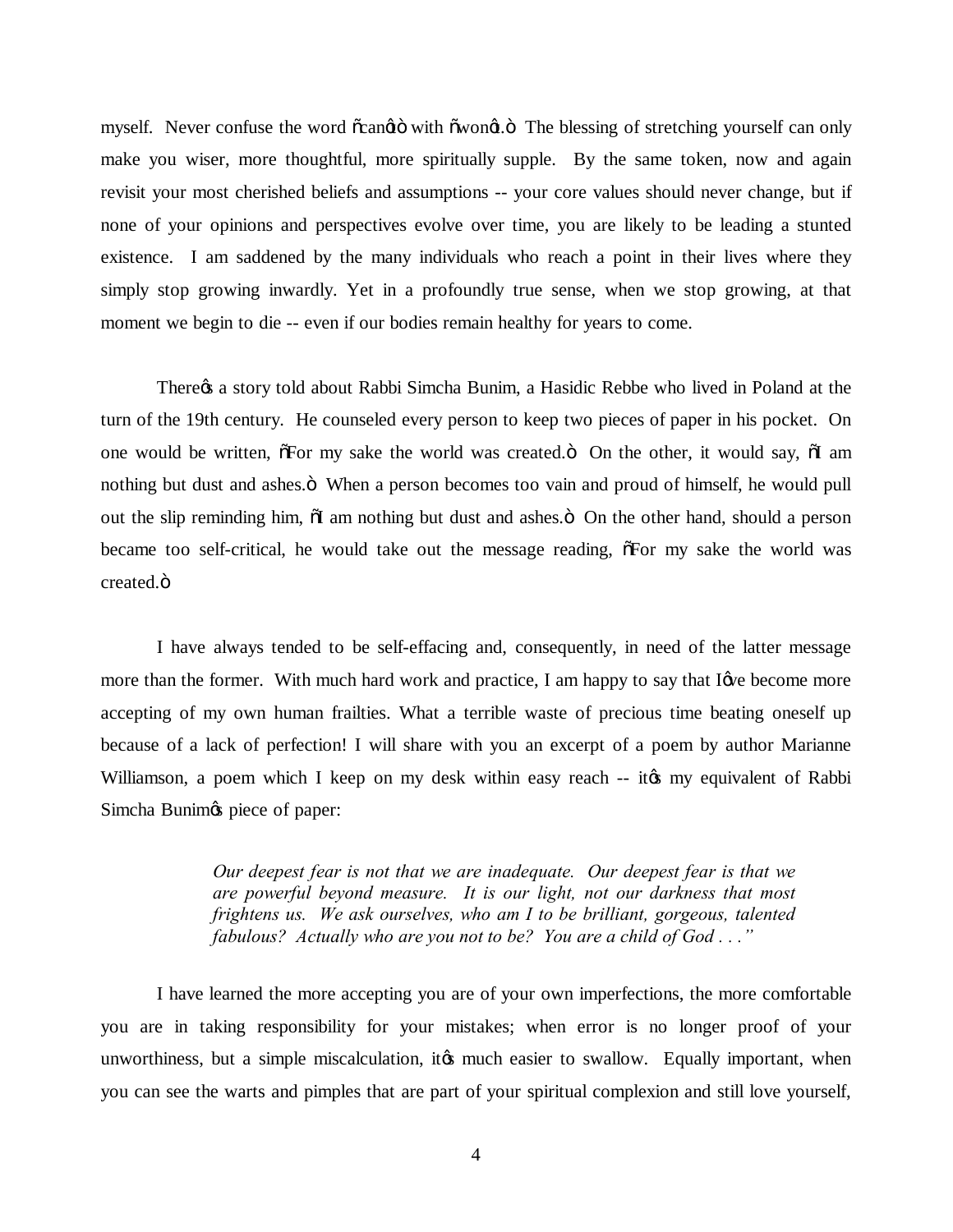myself. Never confuse the word "can't" with "won't." The blessing of stretching yourself can only make you wiser, more thoughtful, more spiritually supple. By the same token, now and again revisit your most cherished beliefs and assumptions -- your core values should never change, but if none of your opinions and perspectives evolve over time, you are likely to be leading a stunted existence. I am saddened by the many individuals who reach a point in their lives where they simply stop growing inwardly. Yet in a profoundly true sense, when we stop growing, at that moment we begin to die -- even if our bodies remain healthy for years to come.

There's a story told about Rabbi Simcha Bunim, a Hasidic Rebbe who lived in Poland at the turn of the 19th century. He counseled every person to keep two pieces of paper in his pocket. On one would be written, "For my sake the world was created." On the other, it would say, "I am nothing but dust and ashes." When a person becomes too vain and proud of himself, he would pull out the slip reminding him, "I am nothing but dust and ashes." On the other hand, should a person became too self-critical, he would take out the message reading, "For my sake the world was created."

I have always tended to be self-effacing and, consequently, in need of the latter message more than the former. With much hard work and practice, I am happy to say that I've become more accepting of my own human frailties. What a terrible waste of precious time beating oneself up because of a lack of perfection! I will share with you an excerpt of a poem by author Marianne Williamson, a poem which I keep on my desk within easy reach -- it's my equivalent of Rabbi Simcha Bunim's piece of paper:

> *Our deepest fear is not that we are inadequate. Our deepest fear is that we are powerful beyond measure. It is our light, not our darkness that most frightens us. We ask ourselves, who am I to be brilliant, gorgeous, talented fabulous? Actually who are you not to be? You are a child of God . . ."*

I have learned the more accepting you are of your own imperfections, the more comfortable you are in taking responsibility for your mistakes; when error is no longer proof of your unworthiness, but a simple miscalculation, it's much easier to swallow. Equally important, when you can see the warts and pimples that are part of your spiritual complexion and still love yourself,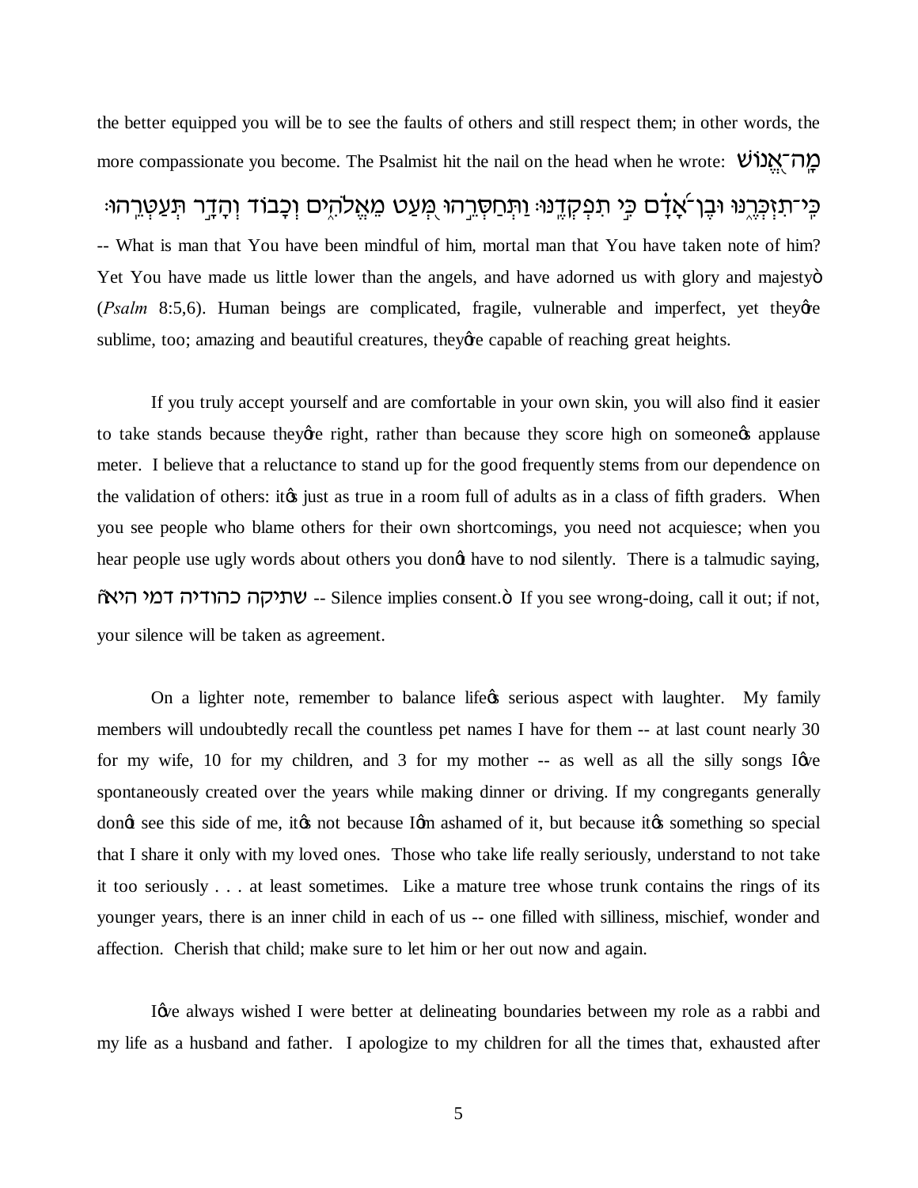the better equipped you will be to see the faults of others and still respect them; in other words, the more compassionate you become. The Psalmist hit the nail on the head when he wrote: מָה־אֱנוֹשׁ כִּי־תִזְכְּרֶנּוּ וּבֶן־אָדָם כִּי תִפְקְדֶנּוּ׃ וַתְּחַסְּרֵהוּ מְּעַט מֵאֱלֹהִים וְכָבוֹד וְהָדָר תְּעַטְּרֵהוּ׃ -- What is man that You have been mindful of him, mortal man that You have taken note of him? Yet You have made us little lower than the angels, and have adorned us with glory and majesty" (*Psalm* 8:5,6). Human beings are complicated, fragile, vulnerable and imperfect, yet they're sublime, too; amazing and beautiful creatures, they're capable of reaching great heights.

If you truly accept yourself and are comfortable in your own skin, you will also find it easier to take stands because they're right, rather than because they score high on someone's applause meter. I believe that a reluctance to stand up for the good frequently stems from our dependence on the validation of others: it's just as true in a room full of adults as in a class of fifth graders. When you see people who blame others for their own shortcomings, you need not acquiesce; when you hear people use ugly words about others you don't have to nod silently. There is a talmudic saying, "שתיקה כהודיה דמי היא -- Silence implies consent." If you see wrong-doing, call it out; if not, your silence will be taken as agreement.

On a lighter note, remember to balance life's serious aspect with laughter. My family members will undoubtedly recall the countless pet names I have for them -- at last count nearly 30 for my wife, 10 for my children, and 3 for my mother -- as well as all the silly songs I've spontaneously created over the years while making dinner or driving. If my congregants generally don't see this side of me, it's not because I'm ashamed of it, but because it's something so special that I share it only with my loved ones. Those who take life really seriously, understand to not take it too seriously . . . at least sometimes. Like a mature tree whose trunk contains the rings of its younger years, there is an inner child in each of us -- one filled with silliness, mischief, wonder and affection. Cherish that child; make sure to let him or her out now and again.

I've always wished I were better at delineating boundaries between my role as a rabbi and my life as a husband and father. I apologize to my children for all the times that, exhausted after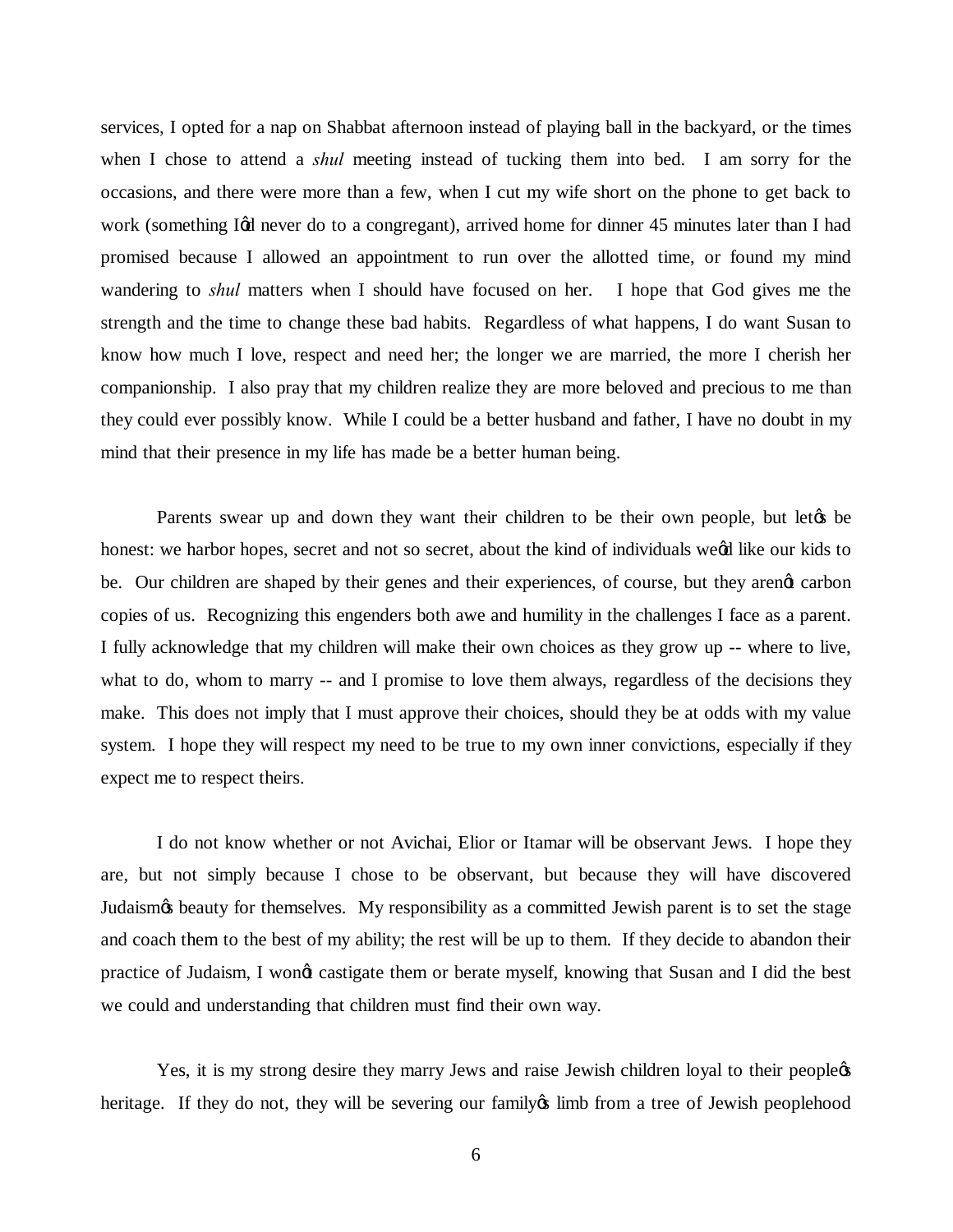services, I opted for a nap on Shabbat afternoon instead of playing ball in the backyard, or the times when I chose to attend a *shul* meeting instead of tucking them into bed. I am sorry for the occasions, and there were more than a few, when I cut my wife short on the phone to get back to work (something I'd never do to a congregant), arrived home for dinner 45 minutes later than I had promised because I allowed an appointment to run over the allotted time, or found my mind wandering to *shul* matters when I should have focused on her. I hope that God gives me the strength and the time to change these bad habits. Regardless of what happens, I do want Susan to know how much I love, respect and need her; the longer we are married, the more I cherish her companionship. I also pray that my children realize they are more beloved and precious to me than they could ever possibly know. While I could be a better husband and father, I have no doubt in my mind that their presence in my life has made be a better human being.

Parents swear up and down they want their children to be their own people, but let's be honest: we harbor hopes, secret and not so secret, about the kind of individuals we'd like our kids to be. Our children are shaped by their genes and their experiences, of course, but they aren't carbon copies of us. Recognizing this engenders both awe and humility in the challenges I face as a parent. I fully acknowledge that my children will make their own choices as they grow up -- where to live, what to do, whom to marry -- and I promise to love them always, regardless of the decisions they make. This does not imply that I must approve their choices, should they be at odds with my value system. I hope they will respect my need to be true to my own inner convictions, especially if they expect me to respect theirs.

I do not know whether or not Avichai, Elior or Itamar will be observant Jews. I hope they are, but not simply because I chose to be observant, but because they will have discovered Judaism's beauty for themselves. My responsibility as a committed Jewish parent is to set the stage and coach them to the best of my ability; the rest will be up to them. If they decide to abandon their practice of Judaism, I won't castigate them or berate myself, knowing that Susan and I did the best we could and understanding that children must find their own way.

Yes, it is my strong desire they marry Jews and raise Jewish children loyal to their people's heritage. If they do not, they will be severing our family's limb from a tree of Jewish peoplehood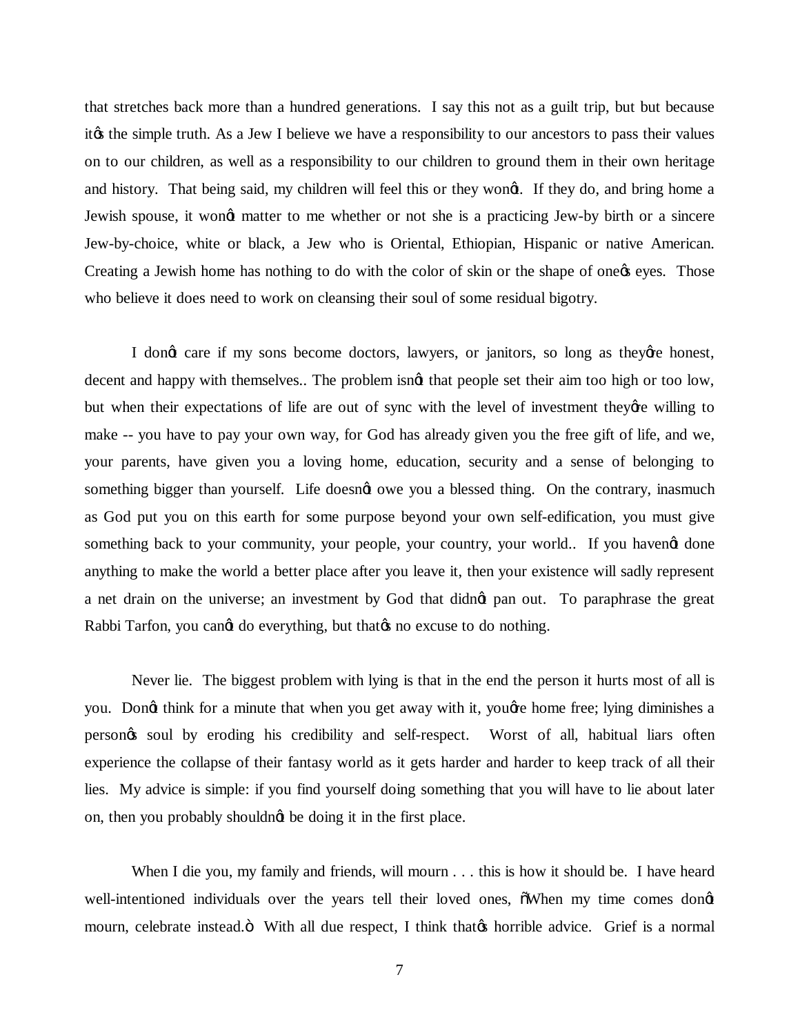that stretches back more than a hundred generations. I say this not as a guilt trip, but but because it's the simple truth. As a Jew I believe we have a responsibility to our ancestors to pass their values on to our children, as well as a responsibility to our children to ground them in their own heritage and history. That being said, my children will feel this or they won't. If they do, and bring home a Jewish spouse, it won't matter to me whether or not she is a practicing Jew-by birth or a sincere Jew-by-choice, white or black, a Jew who is Oriental, Ethiopian, Hispanic or native American. Creating a Jewish home has nothing to do with the color of skin or the shape of one's eyes. Those who believe it does need to work on cleansing their soul of some residual bigotry.

I don't care if my sons become doctors, lawyers, or janitors, so long as they're honest, decent and happy with themselves.. The problem isn't that people set their aim too high or too low, but when their expectations of life are out of sync with the level of investment they're willing to make -- you have to pay your own way, for God has already given you the free gift of life, and we, your parents, have given you a loving home, education, security and a sense of belonging to something bigger than yourself. Life doesn't owe you a blessed thing. On the contrary, inasmuch as God put you on this earth for some purpose beyond your own self-edification, you must give something back to your community, your people, your country, your world.. If you haven't done anything to make the world a better place after you leave it, then your existence will sadly represent a net drain on the universe; an investment by God that didn't pan out. To paraphrase the great Rabbi Tarfon, you can't do everything, but that's no excuse to do nothing.

Never lie. The biggest problem with lying is that in the end the person it hurts most of all is you. Don't think for a minute that when you get away with it, you're home free; lying diminishes a person's soul by eroding his credibility and self-respect. Worst of all, habitual liars often experience the collapse of their fantasy world as it gets harder and harder to keep track of all their lies. My advice is simple: if you find yourself doing something that you will have to lie about later on, then you probably shouldn't be doing it in the first place.

When I die you, my family and friends, will mourn . . . this is how it should be. I have heard well-intentioned individuals over the years tell their loved ones, "When my time comes don't mourn, celebrate instead." With all due respect, I think that's horrible advice. Grief is a normal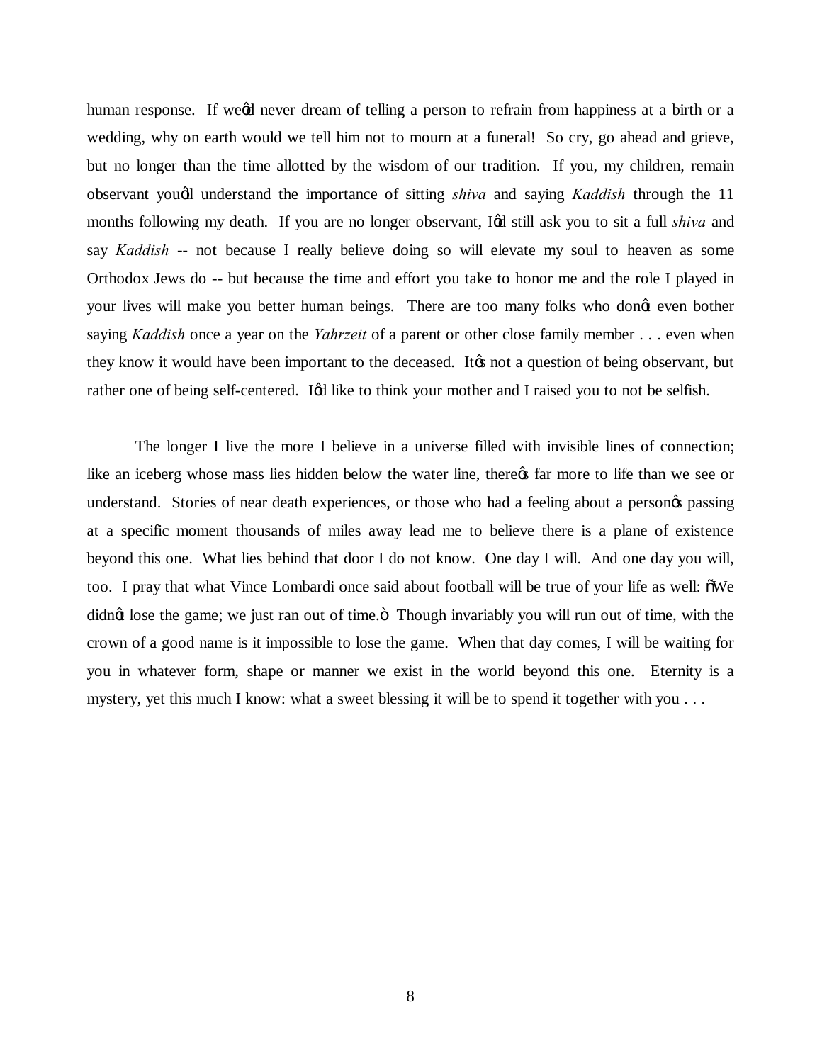human response. If we'd never dream of telling a person to refrain from happiness at a birth or a wedding, why on earth would we tell him not to mourn at a funeral! So cry, go ahead and grieve, but no longer than the time allotted by the wisdom of our tradition. If you, my children, remain observant you'll understand the importance of sitting *shiva* and saying *Kaddish* through the 11 months following my death. If you are no longer observant, I'd still ask you to sit a full *shiva* and say *Kaddish* -- not because I really believe doing so will elevate my soul to heaven as some Orthodox Jews do -- but because the time and effort you take to honor me and the role I played in your lives will make you better human beings. There are too many folks who don't even bother saying *Kaddish* once a year on the *Yahrzeit* of a parent or other close family member . . . even when they know it would have been important to the deceased. It's not a question of being observant, but rather one of being self-centered. I'd like to think your mother and I raised you to not be selfish.

The longer I live the more I believe in a universe filled with invisible lines of connection; like an iceberg whose mass lies hidden below the water line, there's far more to life than we see or understand. Stories of near death experiences, or those who had a feeling about a person's passing at a specific moment thousands of miles away lead me to believe there is a plane of existence beyond this one. What lies behind that door I do not know. One day I will. And one day you will, too. I pray that what Vince Lombardi once said about football will be true of your life as well: "We didn't lose the game; we just ran out of time." Though invariably you will run out of time, with the crown of a good name is it impossible to lose the game. When that day comes, I will be waiting for you in whatever form, shape or manner we exist in the world beyond this one. Eternity is a mystery, yet this much I know: what a sweet blessing it will be to spend it together with you . . .